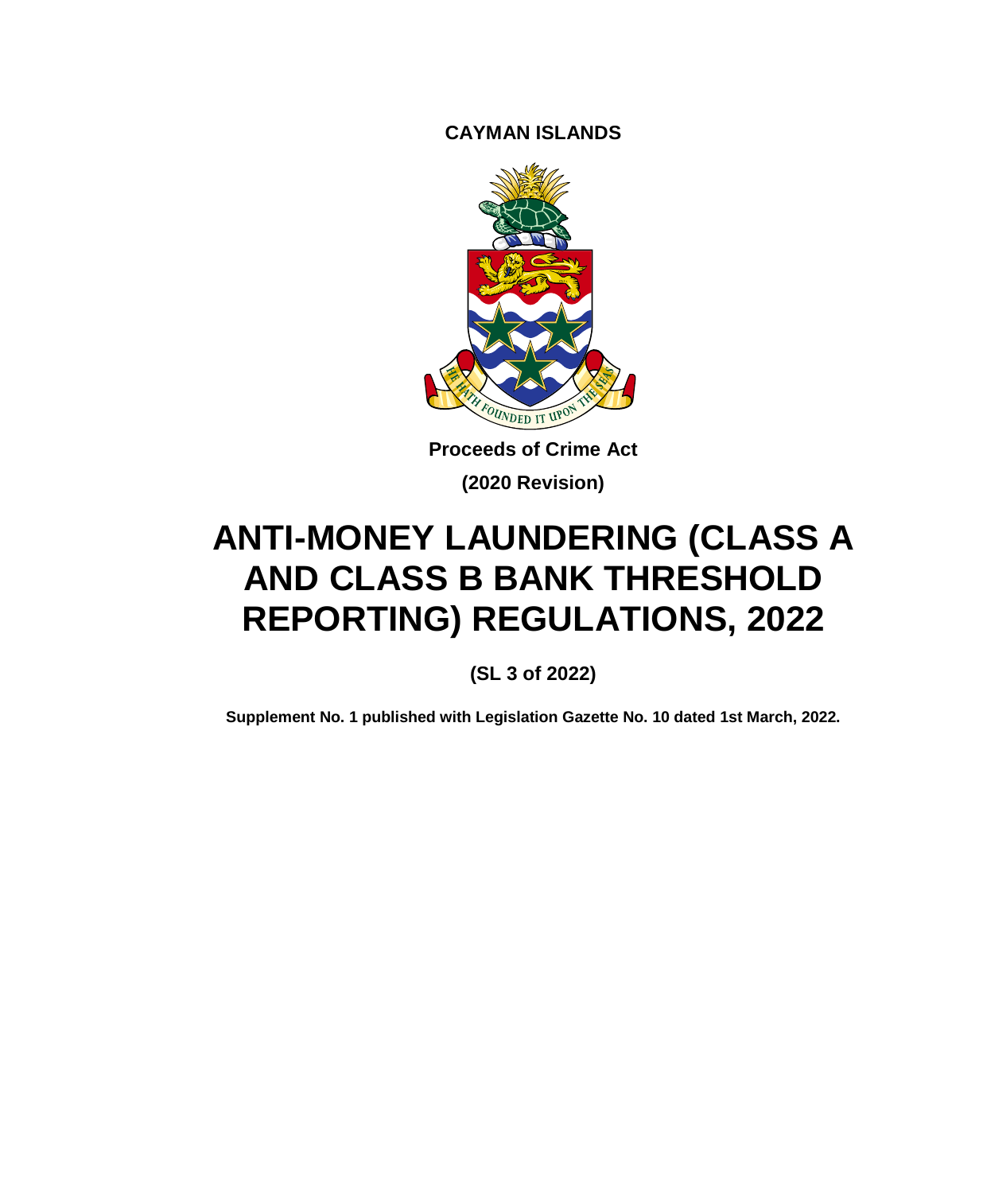**CAYMAN ISLANDS**

**Proceeds of Crime Act**

**(2020 Revision)**

# ANTI-MONEY LAUNDERING (CLASS A AND CLASS B BANK THRESHOLD REPORTING) REGULATIONS, 2022

**(SL 3 of 2022)**

**Supplement No. 1 published with Legislation Gazette No. 10 dated 1st March, 2022.**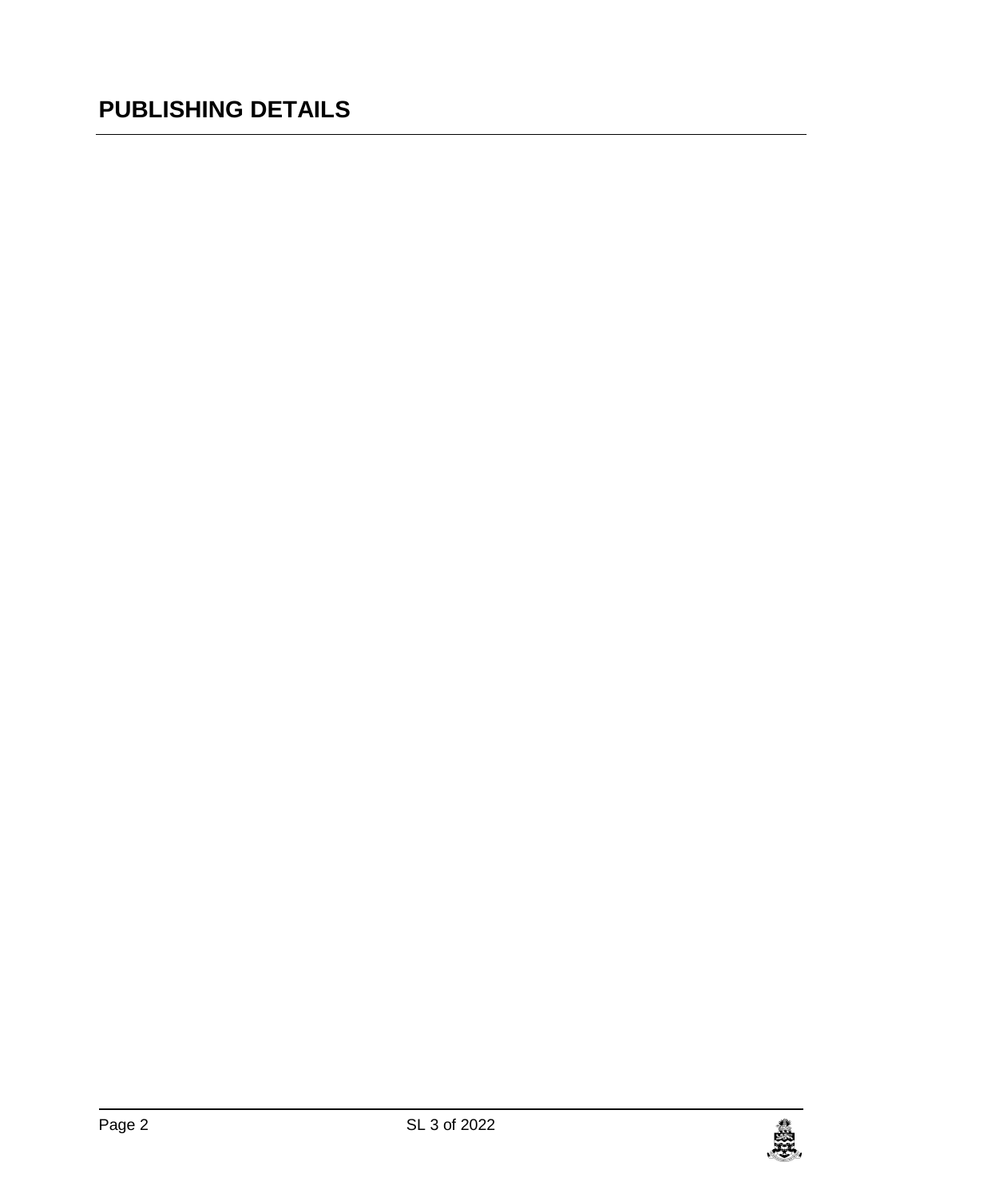# PUBLISHING DETAILS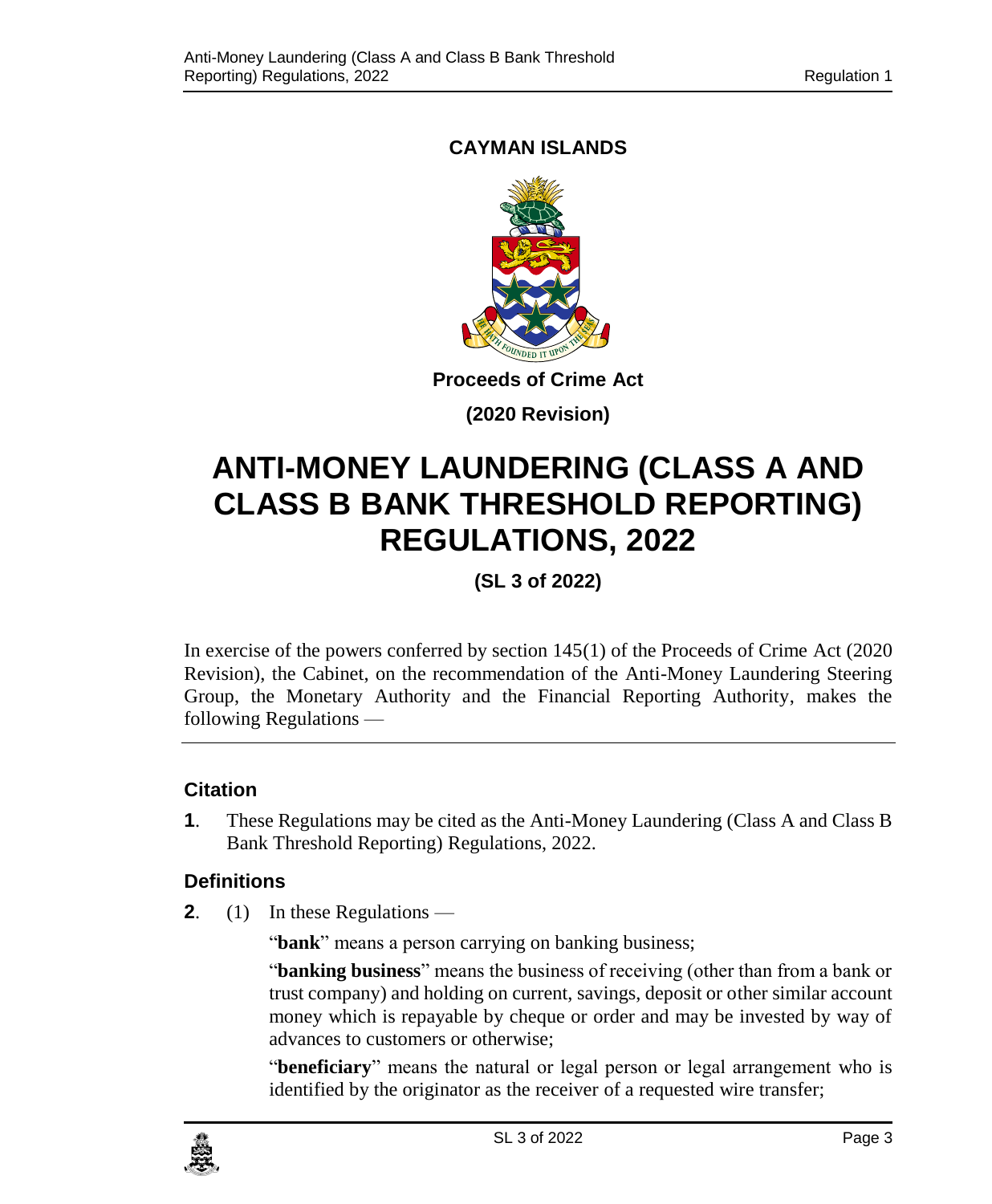**CAYMAN ISLANDS**

**Proceeds of Crime Act**

**(2020 Revision)**

# ANTI-MONEY LAUNDERING (CLASS A AND CLASS B BANK THRESHOLD REPORTING) REGULATIONS, 2022

**(SL 3 of 2022)**

In exercise of the powers conferred by section 145(1) of the Proceeds of Crime Act (2020 Revision), the Cabinet, on the recommendation of the Anti-Money Laundering Steering Group, the Monetary Authority and the Financial Reporting Authority, makes the following Regulations —

---

### Citation

**1**. These Regulations may be cited as the Anti-Money Laundering (Class A and Class B Bank Threshold Reporting) Regulations, 2022.

### Definitions

**2**. (1) In these Regulations —

"**bank**" means a person carrying on banking business;

"**banking business**" means the business of receiving (other than from a bank or trust company) and holding on current, savings, deposit or other similar account money which is repayable by cheque or order and may be invested by way of advances to customers or otherwise;

"**beneficiary**" means the natural or legal person or legal arrangement who is identified by the originator as the receiver of a requested wire transfer;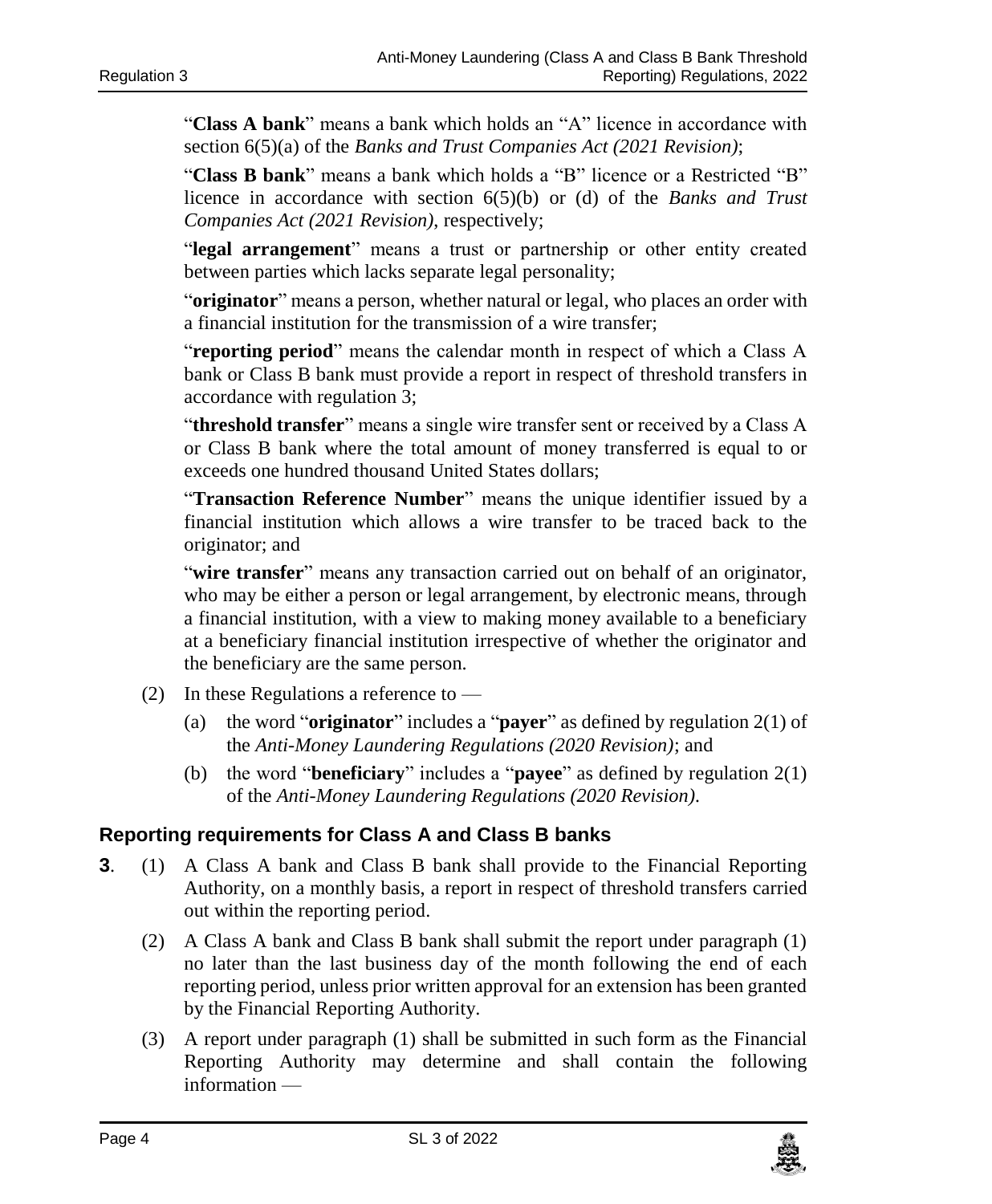"**Class A bank**" means a bank which holds an "A" licence in accordance with section 6(5)(a) of the *Banks and Trust Companies Act (2021 Revision)*;

"**Class B bank**" means a bank which holds a "B" licence or a Restricted "B" licence in accordance with section 6(5)(b) or (d) of the *Banks and Trust Companies Act (2021 Revision)*, respectively;

"**legal arrangement**" means a trust or partnership or other entity created between parties which lacks separate legal personality;

"**originator**" means a person, whether natural or legal, who places an order with a financial institution for the transmission of a wire transfer;

"**reporting period**" means the calendar month in respect of which a Class A bank or Class B bank must provide a report in respect of threshold transfers in accordance with regulation 3;

"**threshold transfer**" means a single wire transfer sent or received by a Class A or Class B bank where the total amount of money transferred is equal to or exceeds one hundred thousand United States dollars;

"**Transaction Reference Number**" means the unique identifier issued by a financial institution which allows a wire transfer to be traced back to the originator; and

"**wire transfer**" means any transaction carried out on behalf of an originator, who may be either a person or legal arrangement, by electronic means, through a financial institution, with a view to making money available to a beneficiary at a beneficiary financial institution irrespective of whether the originator and the beneficiary are the same person.

(2) In these Regulations a reference to —

(a) the word "**originator**" includes a "**payer**" as defined by regulation 2(1) of the *Anti-Money Laundering Regulations (2020 Revision)*; and

(b) the word "**beneficiary**" includes a "**payee**" as defined by regulation 2(1) of the *Anti-Money Laundering Regulations (2020 Revision)*.

## Reporting requirements for Class A and Class B banks

**3**. (1) A Class A bank and Class B bank shall provide to the Financial Reporting Authority, on a monthly basis, a report in respect of threshold transfers carried out within the reporting period.

(2) A Class A bank and Class B bank shall submit the report under paragraph (1) no later than the last business day of the month following the end of each reporting period, unless prior written approval for an extension has been granted by the Financial Reporting Authority.

(3) A report under paragraph (1) shall be submitted in such form as the Financial Reporting Authority may determine and shall contain the following information —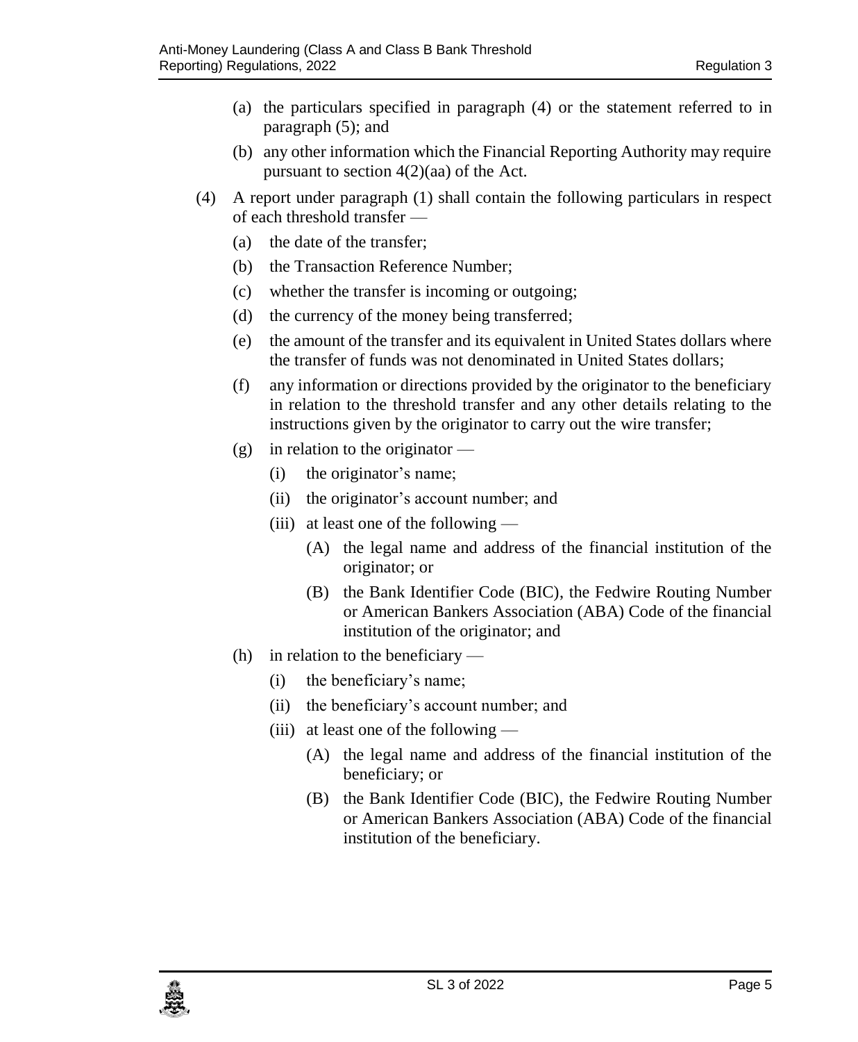(a) the particulars specified in paragraph (4) or the statement referred to in paragraph (5); and

(b) any other information which the Financial Reporting Authority may require pursuant to section 4(2)(aa) of the Act.

(4) A report under paragraph (1) shall contain the following particulars in respect of each threshold transfer —

(a) the date of the transfer;

(b) the Transaction Reference Number;

(c) whether the transfer is incoming or outgoing;

(d) the currency of the money being transferred;

(e) the amount of the transfer and its equivalent in United States dollars where the transfer of funds was not denominated in United States dollars;

(f) any information or directions provided by the originator to the beneficiary in relation to the threshold transfer and any other details relating to the instructions given by the originator to carry out the wire transfer;

(g) in relation to the originator —

(i) the originator's name;

(ii) the originator's account number; and

(iii) at least one of the following —

(A) the legal name and address of the financial institution of the originator; or

(B) the Bank Identifier Code (BIC), the Fedwire Routing Number or American Bankers Association (ABA) Code of the financial institution of the originator; and

(h) in relation to the beneficiary —

(i) the beneficiary's name;

(ii) the beneficiary's account number; and

(iii) at least one of the following —

(A) the legal name and address of the financial institution of the beneficiary; or

(B) the Bank Identifier Code (BIC), the Fedwire Routing Number or American Bankers Association (ABA) Code of the financial institution of the beneficiary.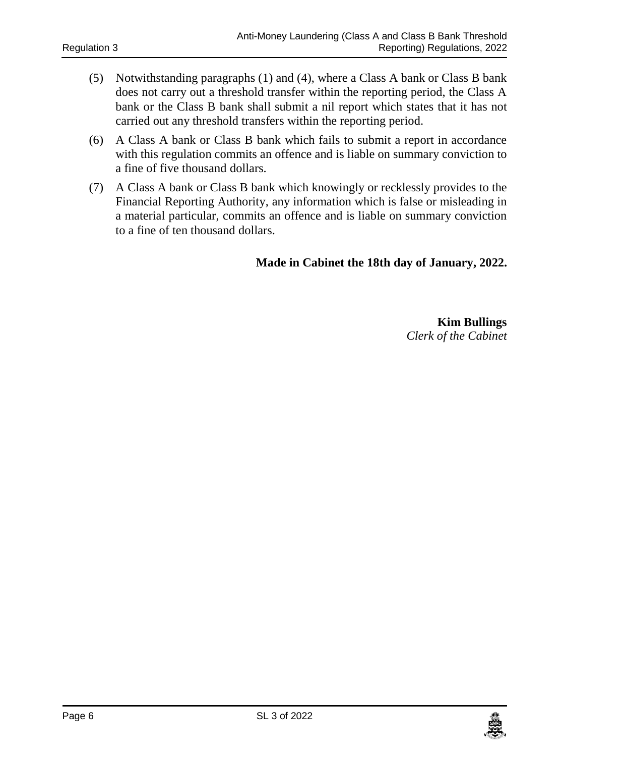(5) Notwithstanding paragraphs (1) and (4), where a Class A bank or Class B bank does not carry out a threshold transfer within the reporting period, the Class A bank or the Class B bank shall submit a nil report which states that it has not carried out any threshold transfers within the reporting period.

(6) A Class A bank or Class B bank which fails to submit a report in accordance with this regulation commits an offence and is liable on summary conviction to a fine of five thousand dollars.

(7) A Class A bank or Class B bank which knowingly or recklessly provides to the Financial Reporting Authority, any information which is false or misleading in a material particular, commits an offence and is liable on summary conviction to a fine of ten thousand dollars.

**Made in Cabinet the 18th day of January, 2022.**

**Kim Bullings**
*Clerk of the Cabinet*